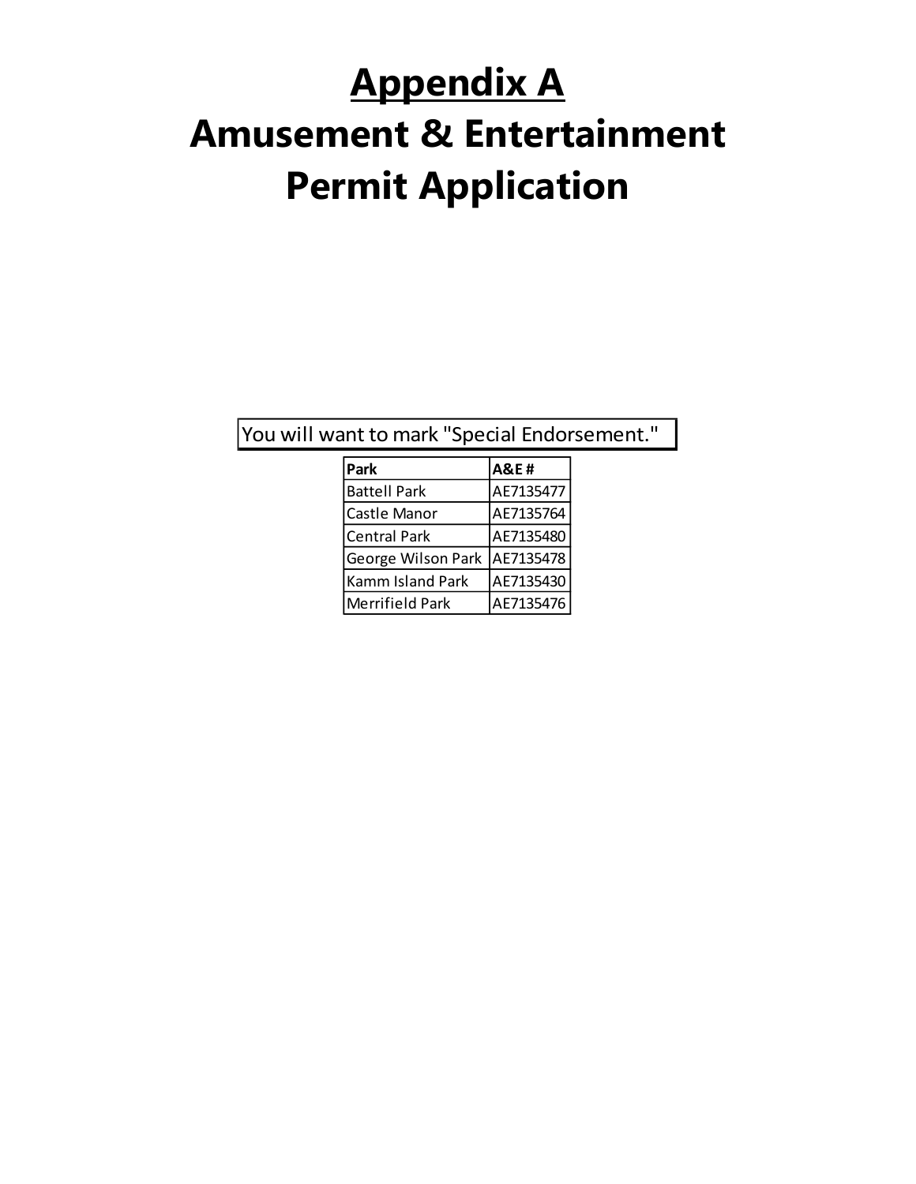# Appendix A

# Amusement & Entertainment Permit Application

You will want to mark "Special Endorsement."

| Park | A&E # |
| --- | --- |
| Battell Park | AE7135477 |
| Castle Manor | AE7135764 |
| Central Park | AE7135480 |
| George Wilson Park | AE7135478 |
| Kamm Island Park | AE7135430 |
| Merrifield Park | AE7135476 |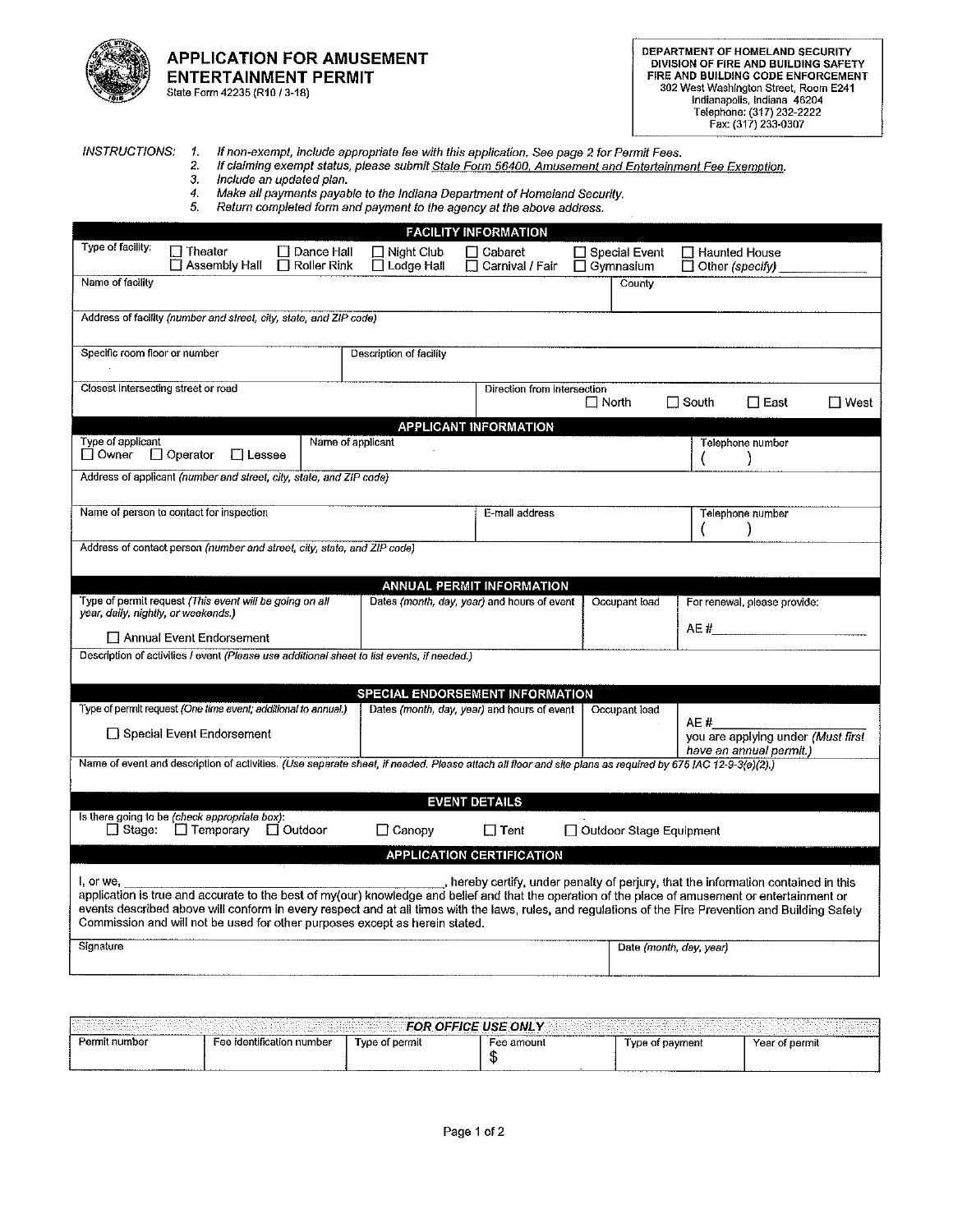# APPLICATION FOR AMUSEMENT ENTERTAINMENT PERMIT

State Form 42235 (R10 / 3-18)

**DEPARTMENT OF HOMELAND SECURITY**
**DIVISION OF FIRE AND BUILDING SAFETY**
**FIRE AND BUILDING CODE ENFORCEMENT**
302 West Washington Street, Room E241
Indianapolis, Indiana 46204
Telephone: (317) 232-2222
Fax: (317) 233-0307

*INSTRUCTIONS:*
1. *If non-exempt, include appropriate fee with this application. See page 2 for Permit Fees.*
2. *If claiming exempt status, please submit State Form 56400, Amusement and Entertainment Fee Exemption.*
3. *Include an updated plan.*
4. *Make all payments payable to the Indiana Department of Homeland Security.*
5. *Return completed form and payment to the agency at the above address.*

## FACILITY INFORMATION

Type of facility: ☐ Theater ☐ Assembly Hall ☐ Dance Hall ☐ Roller Rink ☐ Night Club ☐ Lodge Hall ☐ Cabaret ☐ Carnival / Fair ☐ Special Event ☐ Gymnasium ☐ Haunted House ☐ Other *(specify)* ____________

| Name of facility | County |
|---|---|
| | |

| Address of facility *(number and street, city, state, and ZIP code)* |
|---|
| |

| Specific room floor or number | Description of facility |
|---|---|
| | |

| Closest intersecting street or road | Direction from intersection ☐ North ☐ South ☐ East ☐ West |
|---|---|
| | |

## APPLICANT INFORMATION

| Type of applicant ☐ Owner ☐ Operator ☐ Lessee | Name of applicant | Telephone number ( ) |
|---|---|---|
| | | |

| Address of applicant *(number and street, city, state, and ZIP code)* |
|---|
| |

| Name of person to contact for inspection | E-mail address | Telephone number ( ) |
|---|---|---|
| | | |

| Address of contact person *(number and street, city, state, and ZIP code)* |
|---|
| |

## ANNUAL PERMIT INFORMATION

| Type of permit request *(This event will be going on all year, daily, nightly, or weekends.)* | Dates *(month, day, year)* and hours of event | Occupant load | For renewal, please provide: |
|---|---|---|---|
| ☐ Annual Event Endorsement | | | AE # ____________ |

| Description of activities / event *(Please use additional sheet to list events, if needed.)* |
|---|
| |

## SPECIAL ENDORSEMENT INFORMATION

| Type of permit request *(One time event; additional to annual.)* | Dates *(month, day, year)* and hours of event | Occupant load | |
|---|---|---|---|
| ☐ Special Event Endorsement | | | AE # ____________ you are applying under *(Must first have an annual permit.)* |

| Name of event and description of activities. *(Use separate sheet, if needed. Please attach all floor and site plans as required by 675 IAC 12-9-3(a)(2).)* |
|---|
| |

## EVENT DETAILS

Is there going to be *(check appropriate box)*:
☐ Stage: ☐ Temporary ☐ Outdoor ☐ Canopy ☐ Tent ☐ Outdoor Stage Equipment

## APPLICATION CERTIFICATION

I, or we, ______________________________, hereby certify, under penalty of perjury, that the information contained in this application is true and accurate to the best of my(our) knowledge and belief and that the operation of the place of amusement or entertainment or events described above will conform in every respect and at all times with the laws, rules, and regulations of the Fire Prevention and Building Safety Commission and will not be used for other purposes except as herein stated.

| Signature | Date *(month, day, year)* |
|---|---|
| | |

## *FOR OFFICE USE ONLY*

| Permit number | Fee identification number | Type of permit | Fee amount | Type of payment | Year of permit |
|---|---|---|---|---|---|
| | | | $ | | |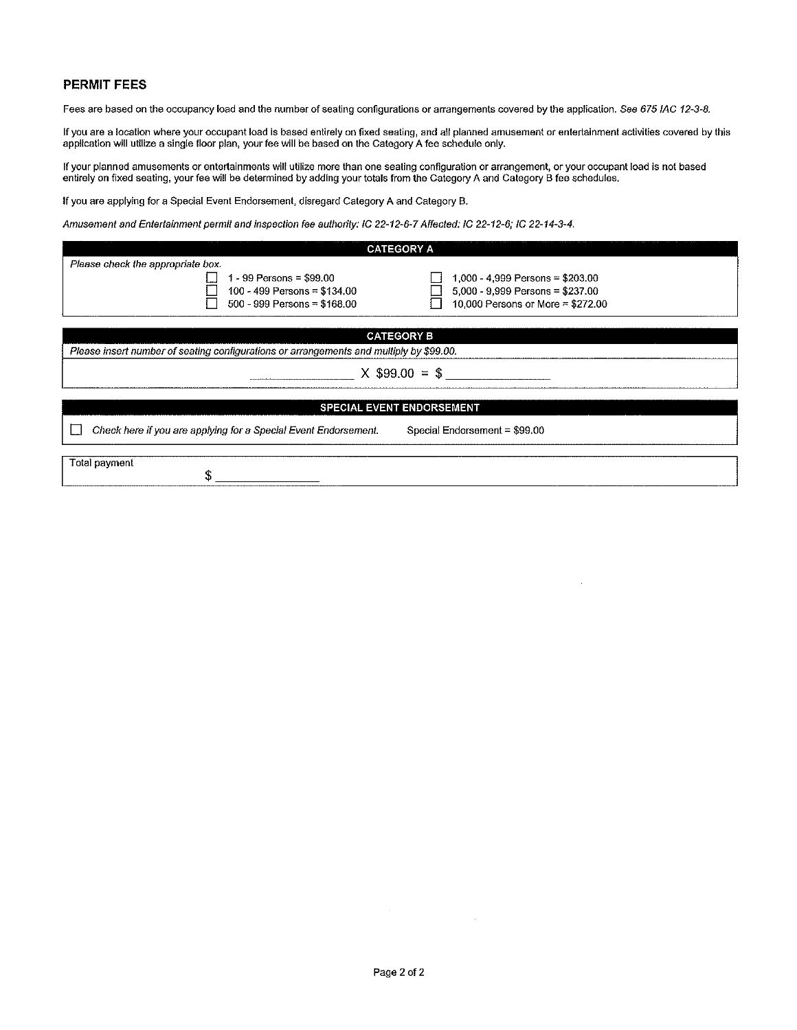## PERMIT FEES

Fees are based on the occupancy load and the number of seating configurations or arrangements covered by the application. *See 675 IAC 12-3-8.*

If you are a location where your occupant load is based entirely on fixed seating, and all planned amusement or entertainment activities covered by this application will utilize a single floor plan, your fee will be based on the Category A fee schedule only.

If your planned amusements or entertainments will utilize more than one seating configuration or arrangement, or your occupant load is not based entirely on fixed seating, your fee will be determined by adding your totals from the Category A and Category B fee schedules.

If you are applying for a Special Event Endorsement, disregard Category A and Category B.

*Amusement and Entertainment permit and inspection fee authority: IC 22-12-6-7 Affected: IC 22-12-6; IC 22-14-3-4.*

| CATEGORY A | |
|---|---|
| *Please check the appropriate box.* | |
| ☐ 1 - 99 Persons = $99.00 | ☐ 1,000 - 4,999 Persons = $203.00 |
| ☐ 100 - 499 Persons = $134.00 | ☐ 5,000 - 9,999 Persons = $237.00 |
| ☐ 500 - 999 Persons = $168.00 | ☐ 10,000 Persons or More = $272.00 |

| CATEGORY B |
|---|
| *Please insert number of seating configurations or arrangements and multiply by $99.00.* |
| ____________ X $99.00 = $ ____________ |

| SPECIAL EVENT ENDORSEMENT | |
|---|---|
| ☐ *Check here if you are applying for a Special Event Endorsement.* | Special Endorsement = $99.00 |

Total payment $ ____________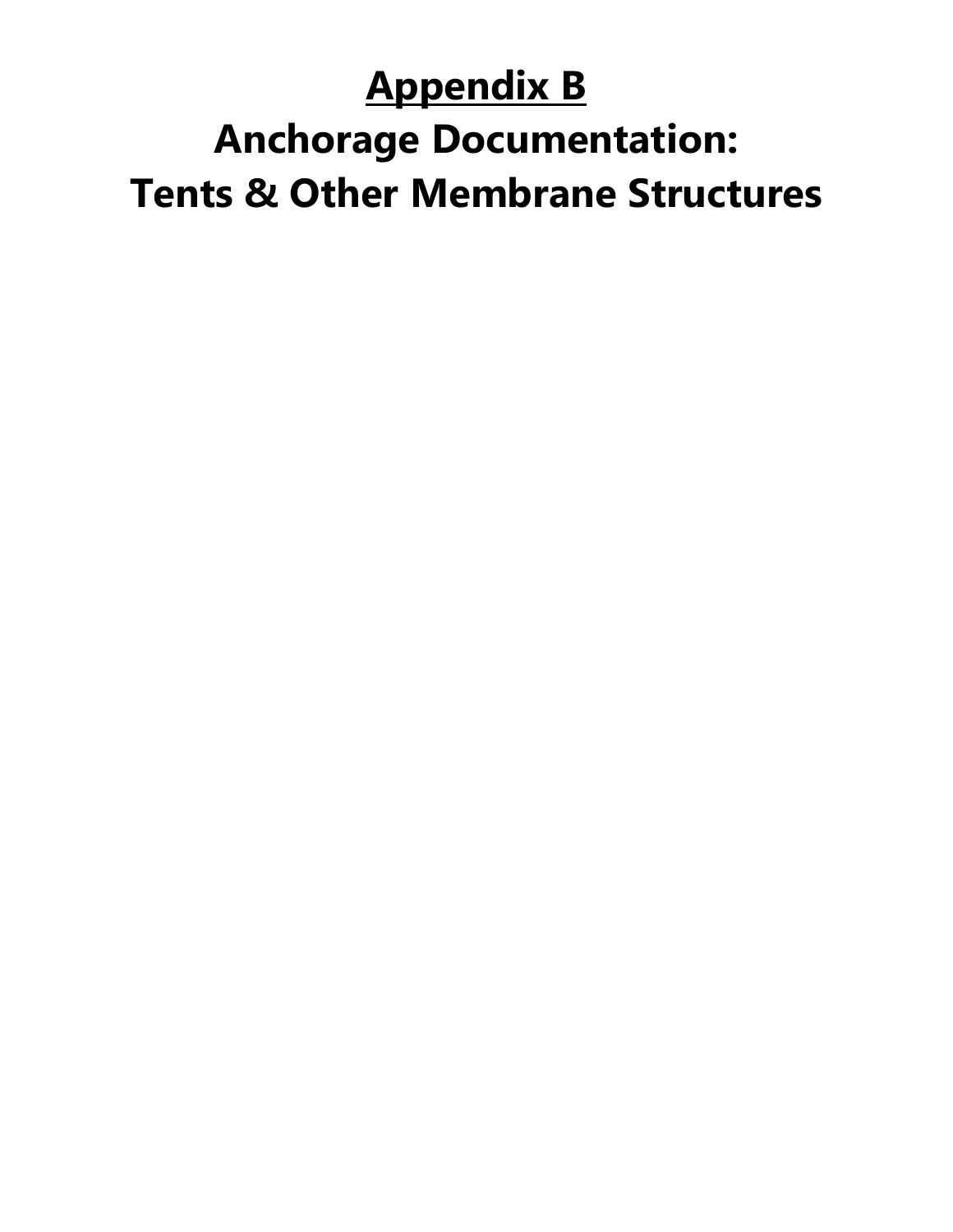# Appendix B

# Anchorage Documentation: Tents & Other Membrane Structures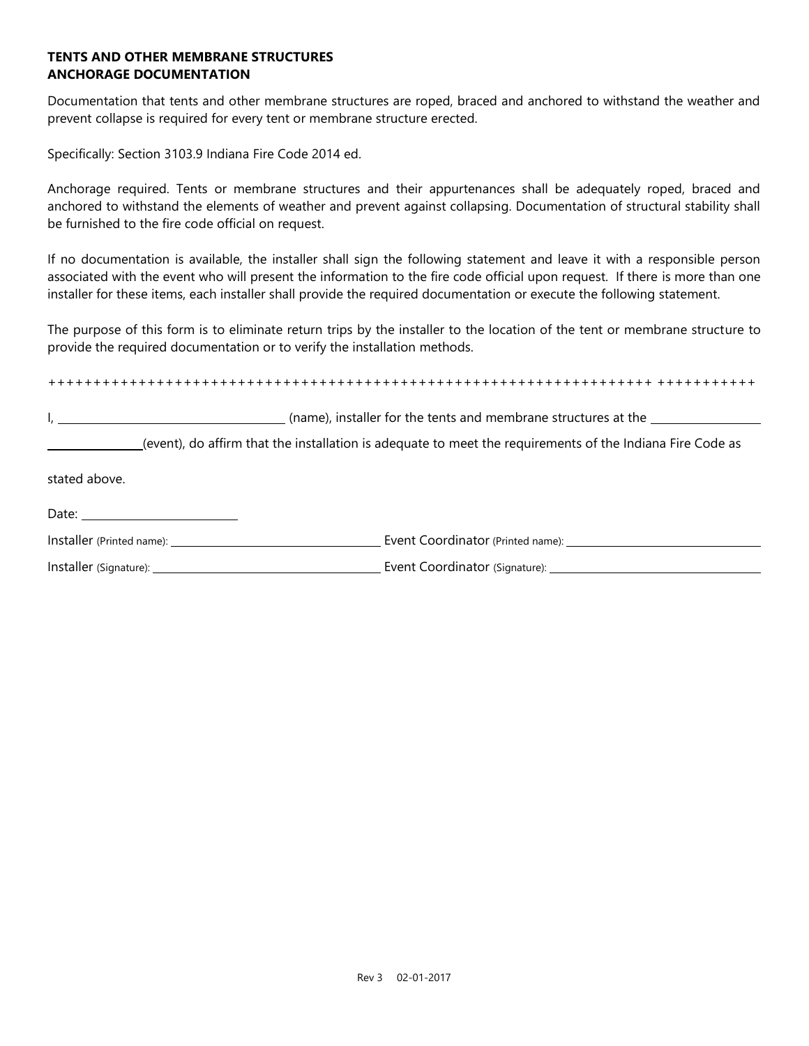**TENTS AND OTHER MEMBRANE STRUCTURES**
**ANCHORAGE DOCUMENTATION**

Documentation that tents and other membrane structures are roped, braced and anchored to withstand the weather and prevent collapse is required for every tent or membrane structure erected.

Specifically: Section 3103.9 Indiana Fire Code 2014 ed.

Anchorage required. Tents or membrane structures and their appurtenances shall be adequately roped, braced and anchored to withstand the elements of weather and prevent against collapsing. Documentation of structural stability shall be furnished to the fire code official on request.

If no documentation is available, the installer shall sign the following statement and leave it with a responsible person associated with the event who will present the information to the fire code official upon request. If there is more than one installer for these items, each installer shall provide the required documentation or execute the following statement.

The purpose of this form is to eliminate return trips by the installer to the location of the tent or membrane structure to provide the required documentation or to verify the installation methods.

++++++++++++++++++++++++++++++++++++++++++++++++++++++++++++++++++ +++++++++++

I, ______________________________ (name), installer for the tents and membrane structures at the ______________ ____________(event), do affirm that the installation is adequate to meet the requirements of the Indiana Fire Code as stated above.

Date: ____________________

Installer (Printed name): ____________________________ Event Coordinator (Printed name): ____________________________

Installer (Signature): ____________________________ Event Coordinator (Signature): ____________________________

Rev 3 02-01-2017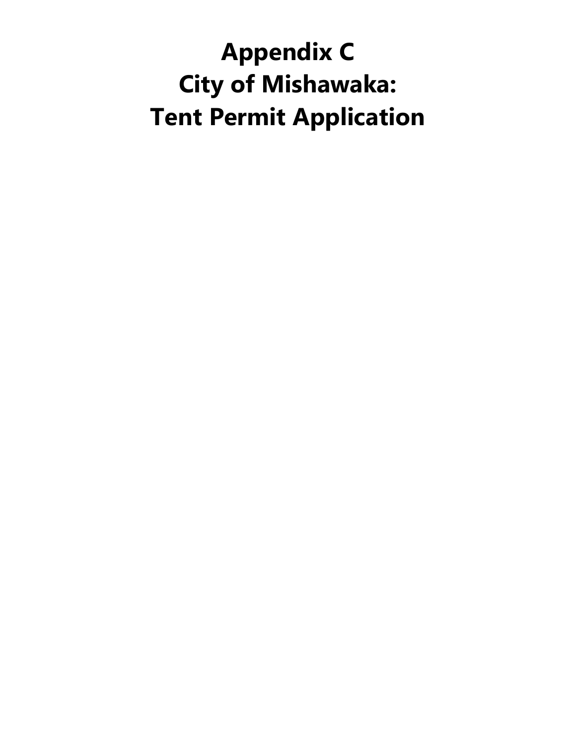# Appendix C
# City of Mishawaka:
# Tent Permit Application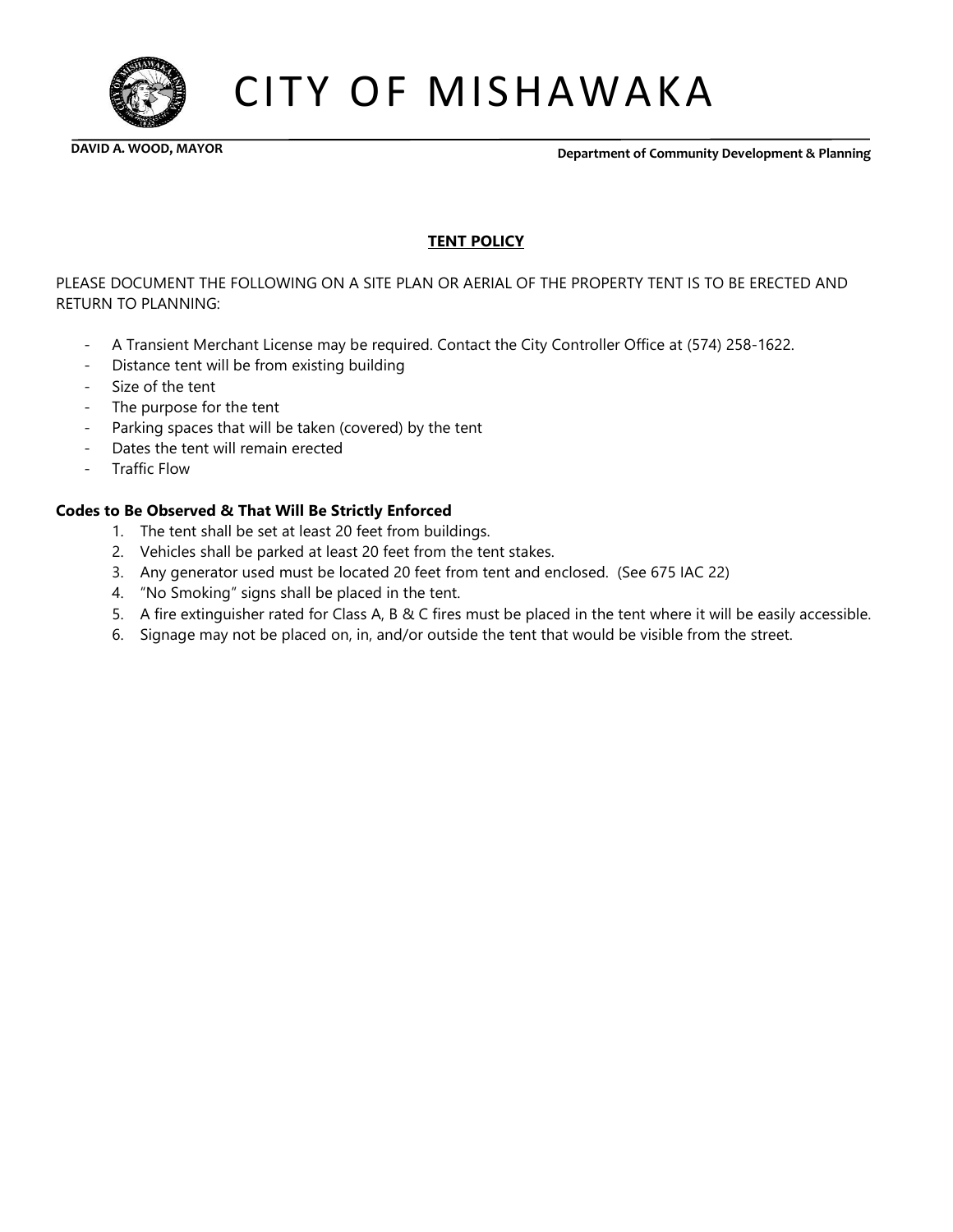# CITY OF MISHAWAKA

**DAVID A. WOOD, MAYOR**

**Department of Community Development & Planning**

## TENT POLICY

PLEASE DOCUMENT THE FOLLOWING ON A SITE PLAN OR AERIAL OF THE PROPERTY TENT IS TO BE ERECTED AND RETURN TO PLANNING:

- A Transient Merchant License may be required. Contact the City Controller Office at (574) 258-1622.
- Distance tent will be from existing building
- Size of the tent
- The purpose for the tent
- Parking spaces that will be taken (covered) by the tent
- Dates the tent will remain erected
- Traffic Flow

### Codes to Be Observed & That Will Be Strictly Enforced

1. The tent shall be set at least 20 feet from buildings.
2. Vehicles shall be parked at least 20 feet from the tent stakes.
3. Any generator used must be located 20 feet from tent and enclosed. (See 675 IAC 22)
4. "No Smoking" signs shall be placed in the tent.
5. A fire extinguisher rated for Class A, B & C fires must be placed in the tent where it will be easily accessible.
6. Signage may not be placed on, in, and/or outside the tent that would be visible from the street.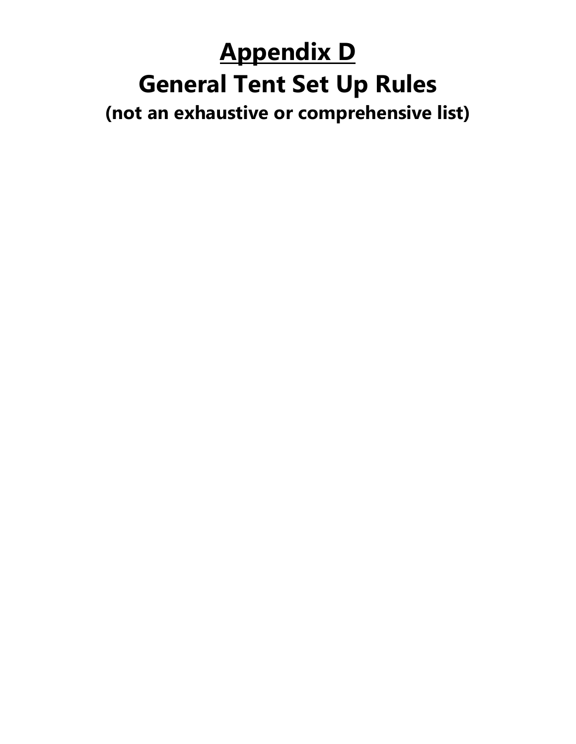# Appendix D

# General Tent Set Up Rules

**(not an exhaustive or comprehensive list)**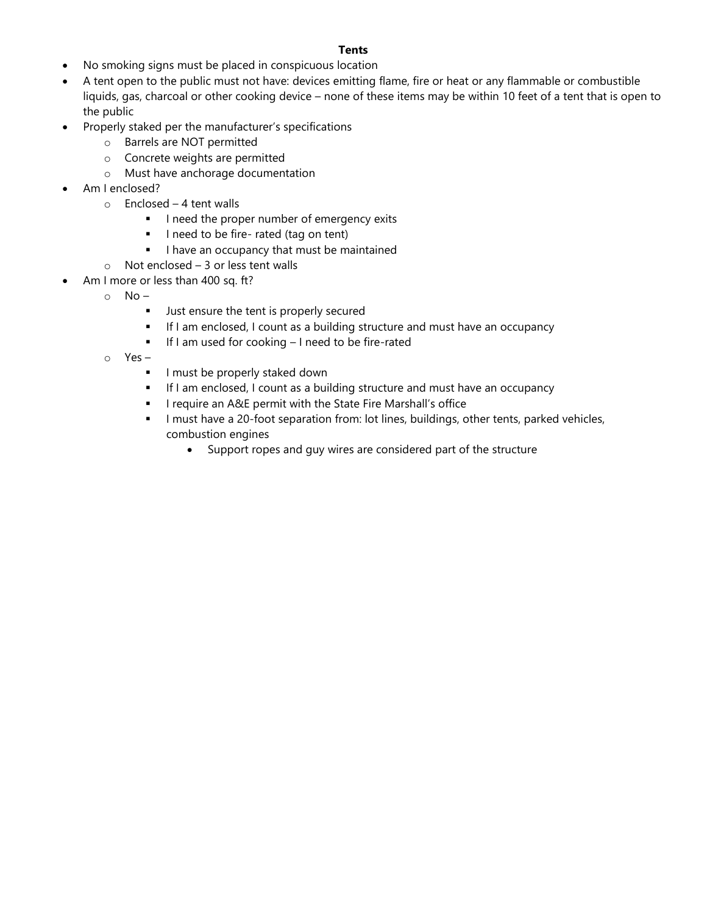**Tents**

- No smoking signs must be placed in conspicuous location
- A tent open to the public must not have: devices emitting flame, fire or heat or any flammable or combustible liquids, gas, charcoal or other cooking device – none of these items may be within 10 feet of a tent that is open to the public
- Properly staked per the manufacturer's specifications
  - Barrels are NOT permitted
  - Concrete weights are permitted
  - Must have anchorage documentation
- Am I enclosed?
  - Enclosed – 4 tent walls
    - I need the proper number of emergency exits
    - I need to be fire- rated (tag on tent)
    - I have an occupancy that must be maintained
  - Not enclosed – 3 or less tent walls
- Am I more or less than 400 sq. ft?
  - No –
    - Just ensure the tent is properly secured
    - If I am enclosed, I count as a building structure and must have an occupancy
    - If I am used for cooking – I need to be fire-rated
  - Yes –
    - I must be properly staked down
    - If I am enclosed, I count as a building structure and must have an occupancy
    - I require an A&E permit with the State Fire Marshall's office
    - I must have a 20-foot separation from: lot lines, buildings, other tents, parked vehicles, combustion engines
      - Support ropes and guy wires are considered part of the structure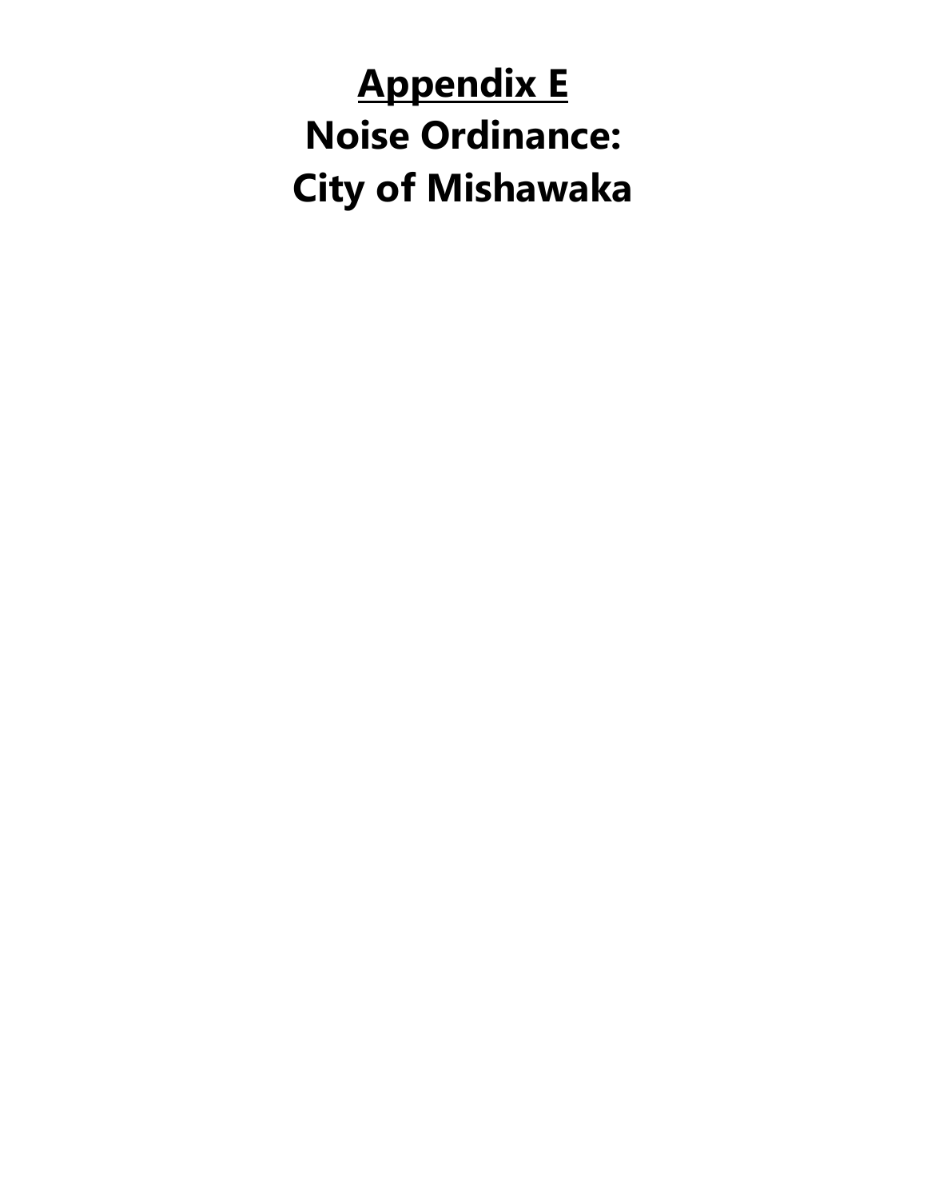# <u>Appendix E</u>
# Noise Ordinance:
# City of Mishawaka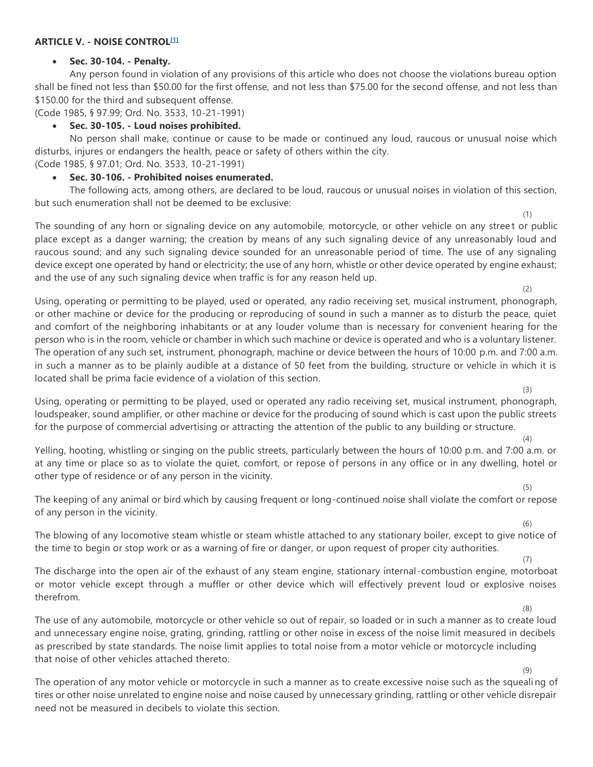**ARTICLE V. - NOISE CONTROL[1]**

- **Sec. 30-104. - Penalty.**

Any person found in violation of any provisions of this article who does not choose the violations bureau option shall be fined not less than $50.00 for the first offense, and not less than $75.00 for the second offense, and not less than $150.00 for the third and subsequent offense.

(Code 1985, § 97.99; Ord. No. 3533, 10-21-1991)

- **Sec. 30-105. - Loud noises prohibited.**

No person shall make, continue or cause to be made or continued any loud, raucous or unusual noise which disturbs, injures or endangers the health, peace or safety of others within the city.

(Code 1985, § 97.01; Ord. No. 3533, 10-21-1991)

- **Sec. 30-106. - Prohibited noises enumerated.**

The following acts, among others, are declared to be loud, raucous or unusual noises in violation of this section, but such enumeration shall not be deemed to be exclusive:

(1)

The sounding of any horn or signaling device on any automobile, motorcycle, or other vehicle on any street or public place except as a danger warning; the creation by means of any such signaling device of any unreasonably loud and raucous sound; and any such signaling device sounded for an unreasonable period of time. The use of any signaling device except one operated by hand or electricity; the use of any horn, whistle or other device operated by engine exhaust; and the use of any such signaling device when traffic is for any reason held up.

(2)

Using, operating or permitting to be played, used or operated, any radio receiving set, musical instrument, phonograph, or other machine or device for the producing or reproducing of sound in such a manner as to disturb the peace, quiet and comfort of the neighboring inhabitants or at any louder volume than is necessary for convenient hearing for the person who is in the room, vehicle or chamber in which such machine or device is operated and who is a voluntary listener. The operation of any such set, instrument, phonograph, machine or device between the hours of 10:00 p.m. and 7:00 a.m. in such a manner as to be plainly audible at a distance of 50 feet from the building, structure or vehicle in which it is located shall be prima facie evidence of a violation of this section.

(3)

Using, operating or permitting to be played, used or operated any radio receiving set, musical instrument, phonograph, loudspeaker, sound amplifier, or other machine or device for the producing of sound which is cast upon the public streets for the purpose of commercial advertising or attracting the attention of the public to any building or structure.

(4)

Yelling, hooting, whistling or singing on the public streets, particularly between the hours of 10:00 p.m. and 7:00 a.m. or at any time or place so as to violate the quiet, comfort, or repose of persons in any office or in any dwelling, hotel or other type of residence or of any person in the vicinity.

(5)

The keeping of any animal or bird which by causing frequent or long-continued noise shall violate the comfort or repose of any person in the vicinity.

(6)

The blowing of any locomotive steam whistle or steam whistle attached to any stationary boiler, except to give notice of the time to begin or stop work or as a warning of fire or danger, or upon request of proper city authorities.

(7)

The discharge into the open air of the exhaust of any steam engine, stationary internal-combustion engine, motorboat or motor vehicle except through a muffler or other device which will effectively prevent loud or explosive noises therefrom.

(8)

The use of any automobile, motorcycle or other vehicle so out of repair, so loaded or in such a manner as to create loud and unnecessary engine noise, grating, grinding, rattling or other noise in excess of the noise limit measured in decibels as prescribed by state standards. The noise limit applies to total noise from a motor vehicle or motorcycle including that noise of other vehicles attached thereto.

(9)

The operation of any motor vehicle or motorcycle in such a manner as to create excessive noise such as the squealing of tires or other noise unrelated to engine noise and noise caused by unnecessary grinding, rattling or other vehicle disrepair need not be measured in decibels to violate this section.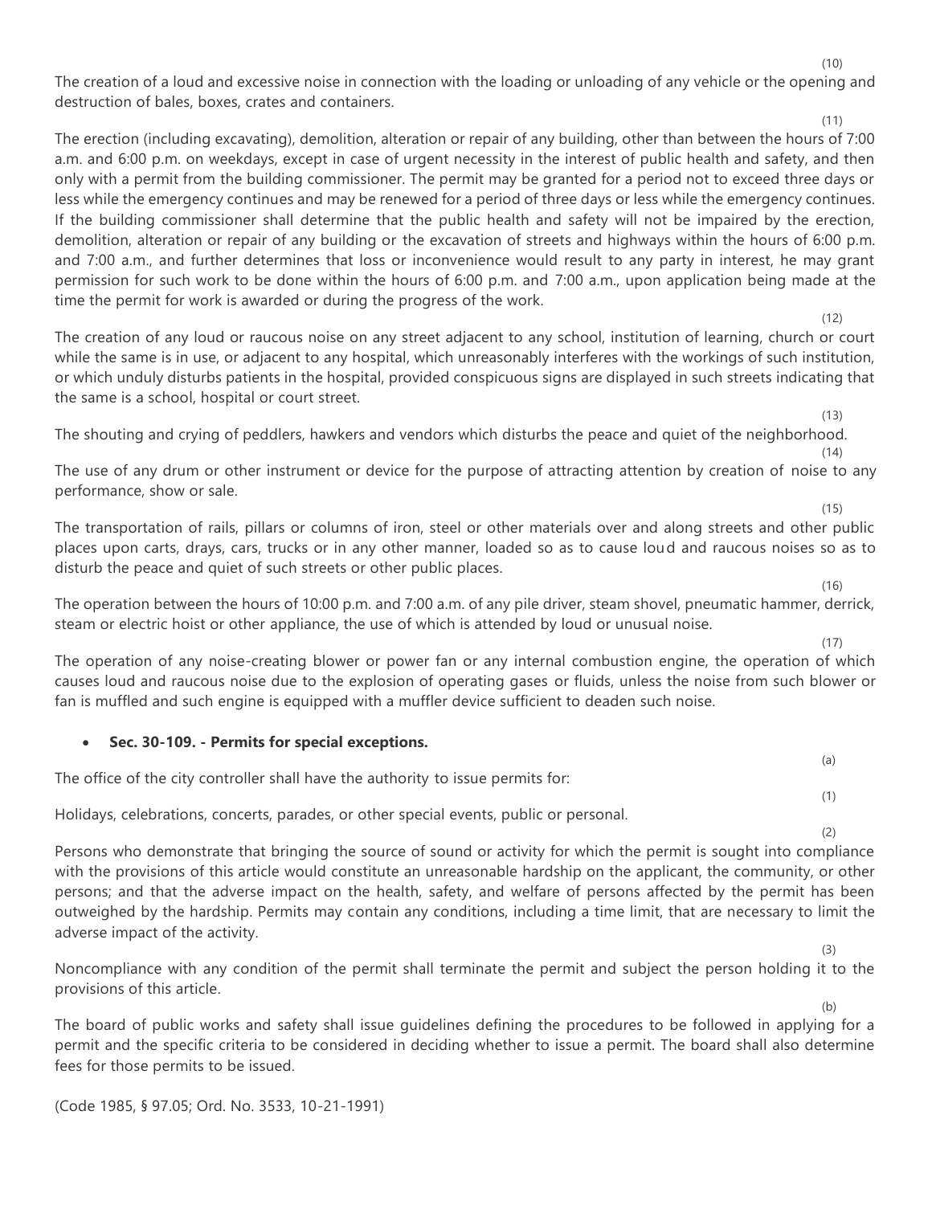(10)

The creation of a loud and excessive noise in connection with the loading or unloading of any vehicle or the opening and destruction of bales, boxes, crates and containers.

(11)

The erection (including excavating), demolition, alteration or repair of any building, other than between the hours of 7:00 a.m. and 6:00 p.m. on weekdays, except in case of urgent necessity in the interest of public health and safety, and then only with a permit from the building commissioner. The permit may be granted for a period not to exceed three days or less while the emergency continues and may be renewed for a period of three days or less while the emergency continues. If the building commissioner shall determine that the public health and safety will not be impaired by the erection, demolition, alteration or repair of any building or the excavation of streets and highways within the hours of 6:00 p.m. and 7:00 a.m., and further determines that loss or inconvenience would result to any party in interest, he may grant permission for such work to be done within the hours of 6:00 p.m. and 7:00 a.m., upon application being made at the time the permit for work is awarded or during the progress of the work.

(12)

The creation of any loud or raucous noise on any street adjacent to any school, institution of learning, church or court while the same is in use, or adjacent to any hospital, which unreasonably interferes with the workings of such institution, or which unduly disturbs patients in the hospital, provided conspicuous signs are displayed in such streets indicating that the same is a school, hospital or court street.

(13)

The shouting and crying of peddlers, hawkers and vendors which disturbs the peace and quiet of the neighborhood.

(14)

The use of any drum or other instrument or device for the purpose of attracting attention by creation of noise to any performance, show or sale.

(15)

The transportation of rails, pillars or columns of iron, steel or other materials over and along streets and other public places upon carts, drays, cars, trucks or in any other manner, loaded so as to cause loud and raucous noises so as to disturb the peace and quiet of such streets or other public places.

(16)

The operation between the hours of 10:00 p.m. and 7:00 a.m. of any pile driver, steam shovel, pneumatic hammer, derrick, steam or electric hoist or other appliance, the use of which is attended by loud or unusual noise.

(17)

The operation of any noise-creating blower or power fan or any internal combustion engine, the operation of which causes loud and raucous noise due to the explosion of operating gases or fluids, unless the noise from such blower or fan is muffled and such engine is equipped with a muffler device sufficient to deaden such noise.

- **Sec. 30-109. - Permits for special exceptions.**

(a)

The office of the city controller shall have the authority to issue permits for:

(1)

Holidays, celebrations, concerts, parades, or other special events, public or personal.

(2)

Persons who demonstrate that bringing the source of sound or activity for which the permit is sought into compliance with the provisions of this article would constitute an unreasonable hardship on the applicant, the community, or other persons; and that the adverse impact on the health, safety, and welfare of persons affected by the permit has been outweighed by the hardship. Permits may contain any conditions, including a time limit, that are necessary to limit the adverse impact of the activity.

(3)

Noncompliance with any condition of the permit shall terminate the permit and subject the person holding it to the provisions of this article.

(b)

The board of public works and safety shall issue guidelines defining the procedures to be followed in applying for a permit and the specific criteria to be considered in deciding whether to issue a permit. The board shall also determine fees for those permits to be issued.

(Code 1985, § 97.05; Ord. No. 3533, 10-21-1991)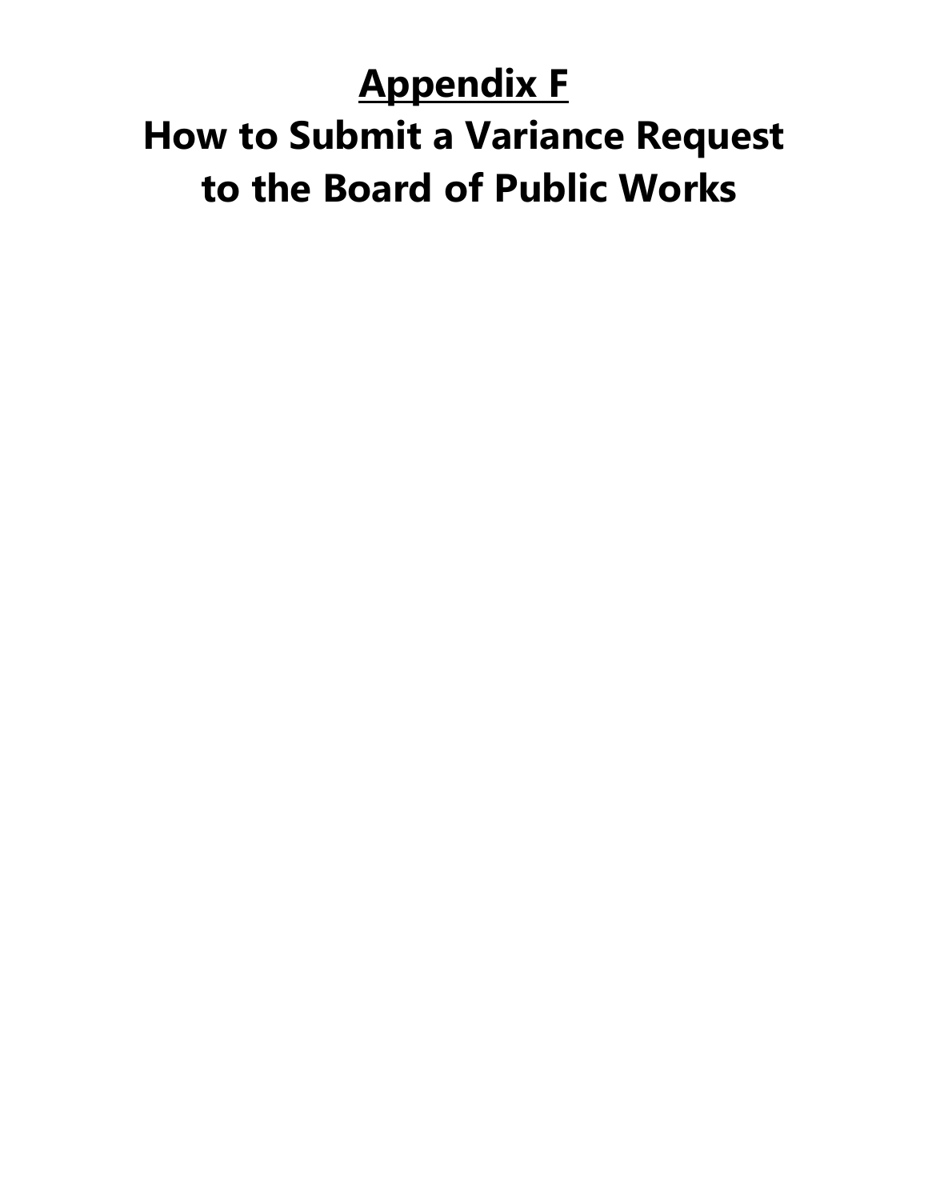# Appendix F

# How to Submit a Variance Request to the Board of Public Works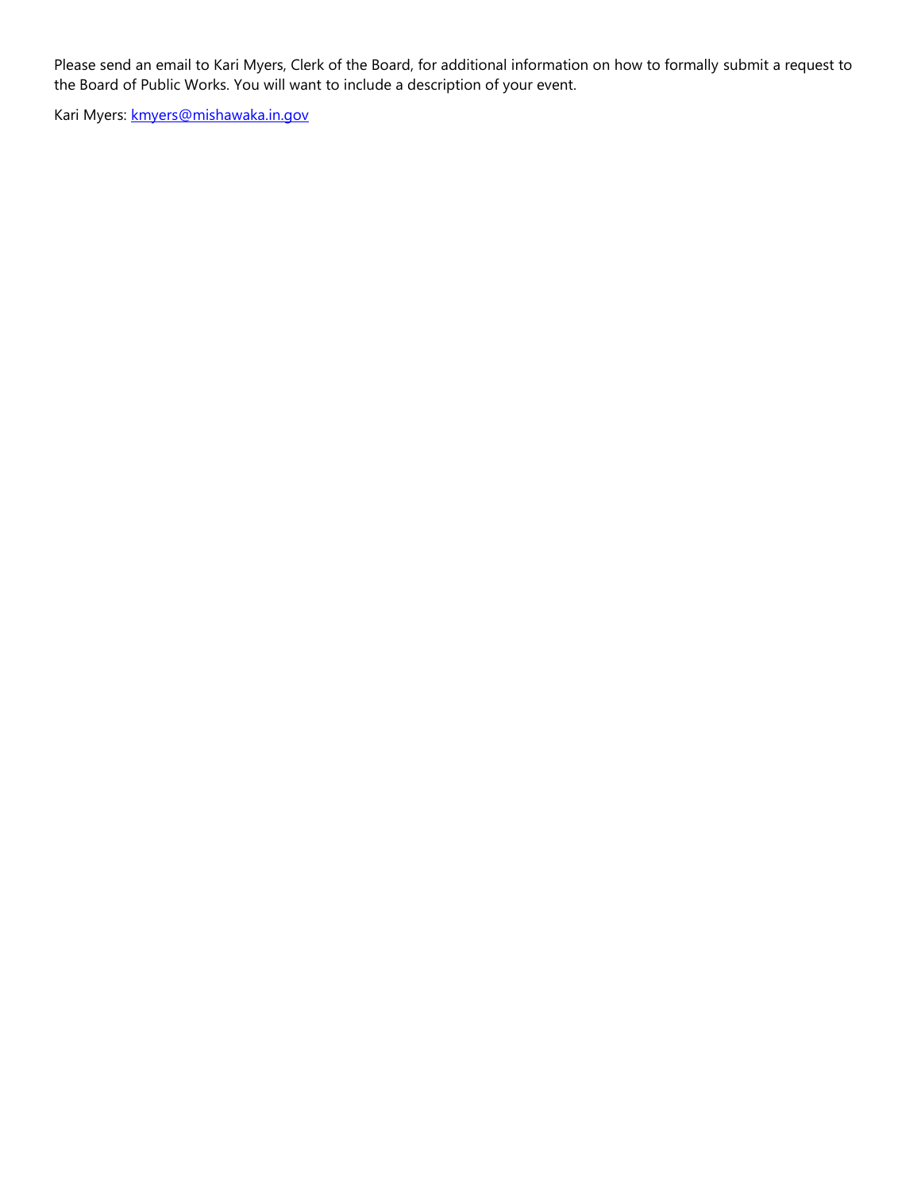Please send an email to Kari Myers, Clerk of the Board, for additional information on how to formally submit a request to the Board of Public Works. You will want to include a description of your event.

Kari Myers: [kmyers@mishawaka.in.gov](mailto:kmyers@mishawaka.in.gov)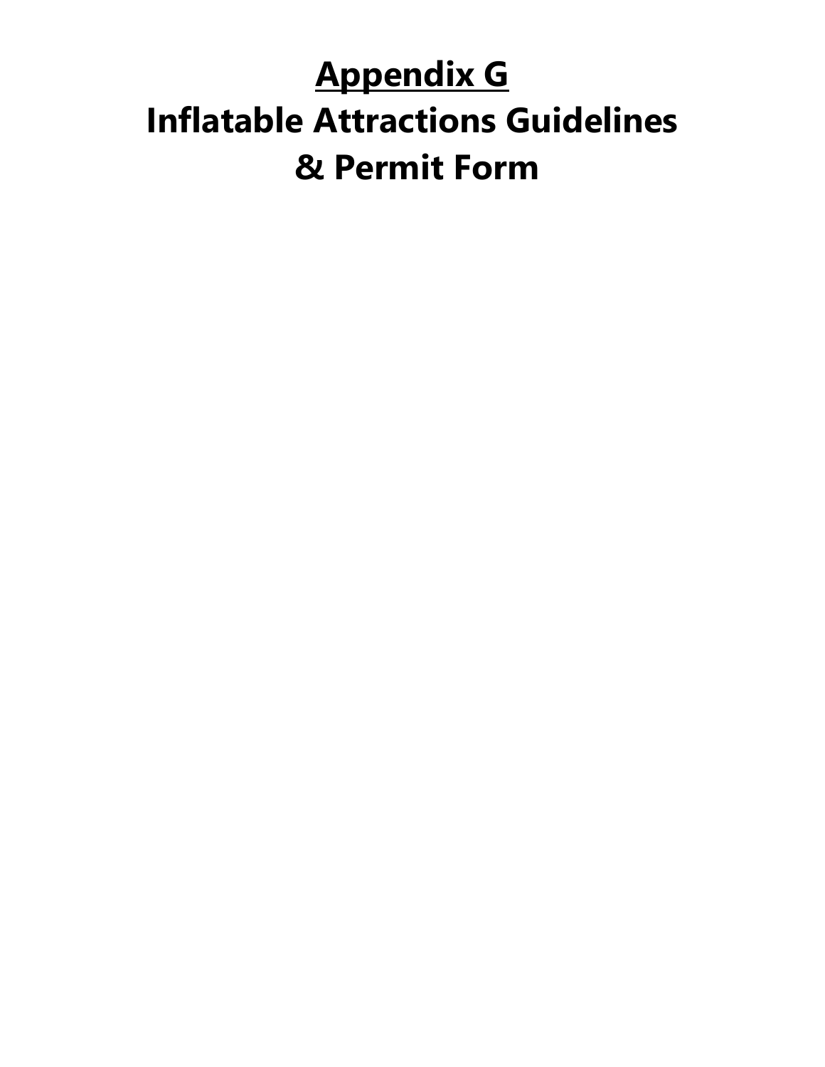# Appendix G

# Inflatable Attractions Guidelines & Permit Form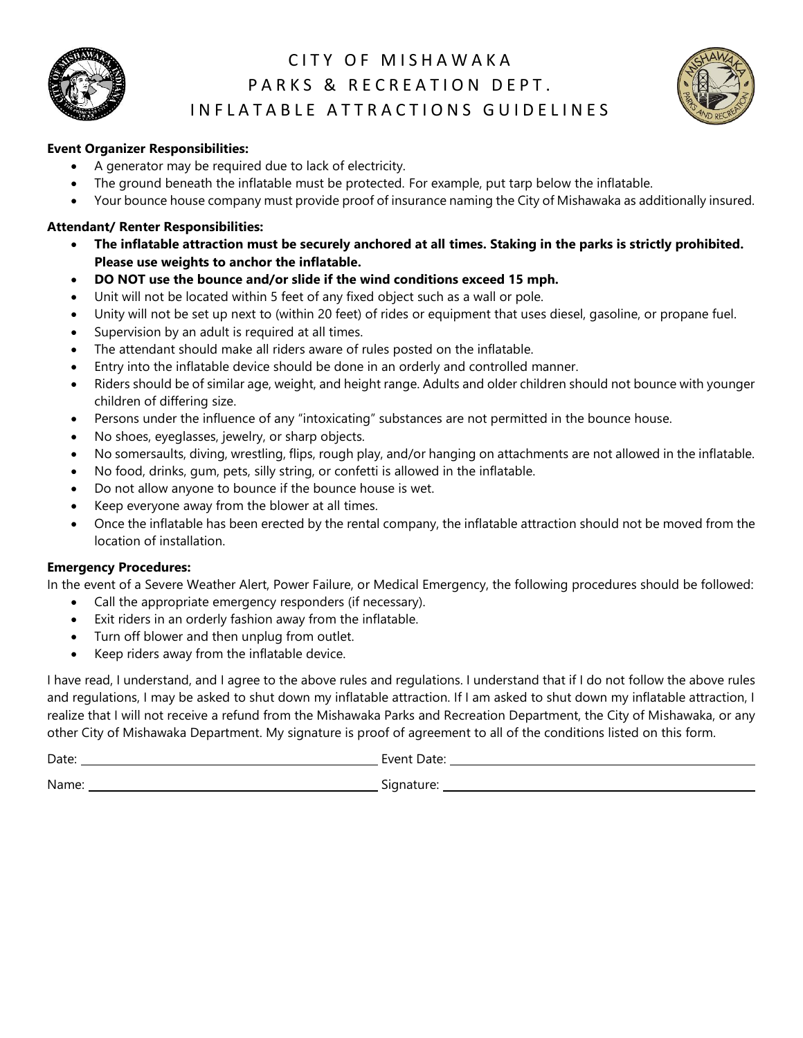# CITY OF MISHAWAKA
## PARKS & RECREATION DEPT.
## INFLATABLE ATTRACTIONS GUIDELINES

**Event Organizer Responsibilities:**

- A generator may be required due to lack of electricity.
- The ground beneath the inflatable must be protected. For example, put tarp below the inflatable.
- Your bounce house company must provide proof of insurance naming the City of Mishawaka as additionally insured.

**Attendant/ Renter Responsibilities:**

- **The inflatable attraction must be securely anchored at all times. Staking in the parks is strictly prohibited. Please use weights to anchor the inflatable.**
- **DO NOT use the bounce and/or slide if the wind conditions exceed 15 mph.**
- Unit will not be located within 5 feet of any fixed object such as a wall or pole.
- Unity will not be set up next to (within 20 feet) of rides or equipment that uses diesel, gasoline, or propane fuel.
- Supervision by an adult is required at all times.
- The attendant should make all riders aware of rules posted on the inflatable.
- Entry into the inflatable device should be done in an orderly and controlled manner.
- Riders should be of similar age, weight, and height range. Adults and older children should not bounce with younger children of differing size.
- Persons under the influence of any "intoxicating" substances are not permitted in the bounce house.
- No shoes, eyeglasses, jewelry, or sharp objects.
- No somersaults, diving, wrestling, flips, rough play, and/or hanging on attachments are not allowed in the inflatable.
- No food, drinks, gum, pets, silly string, or confetti is allowed in the inflatable.
- Do not allow anyone to bounce if the bounce house is wet.
- Keep everyone away from the blower at all times.
- Once the inflatable has been erected by the rental company, the inflatable attraction should not be moved from the location of installation.

**Emergency Procedures:**

In the event of a Severe Weather Alert, Power Failure, or Medical Emergency, the following procedures should be followed:

- Call the appropriate emergency responders (if necessary).
- Exit riders in an orderly fashion away from the inflatable.
- Turn off blower and then unplug from outlet.
- Keep riders away from the inflatable device.

I have read, I understand, and I agree to the above rules and regulations. I understand that if I do not follow the above rules and regulations, I may be asked to shut down my inflatable attraction. If I am asked to shut down my inflatable attraction, I realize that I will not receive a refund from the Mishawaka Parks and Recreation Department, the City of Mishawaka, or any other City of Mishawaka Department. My signature is proof of agreement to all of the conditions listed on this form.

Date: ______________________ Event Date: ______________________

Name: ______________________ Signature: ______________________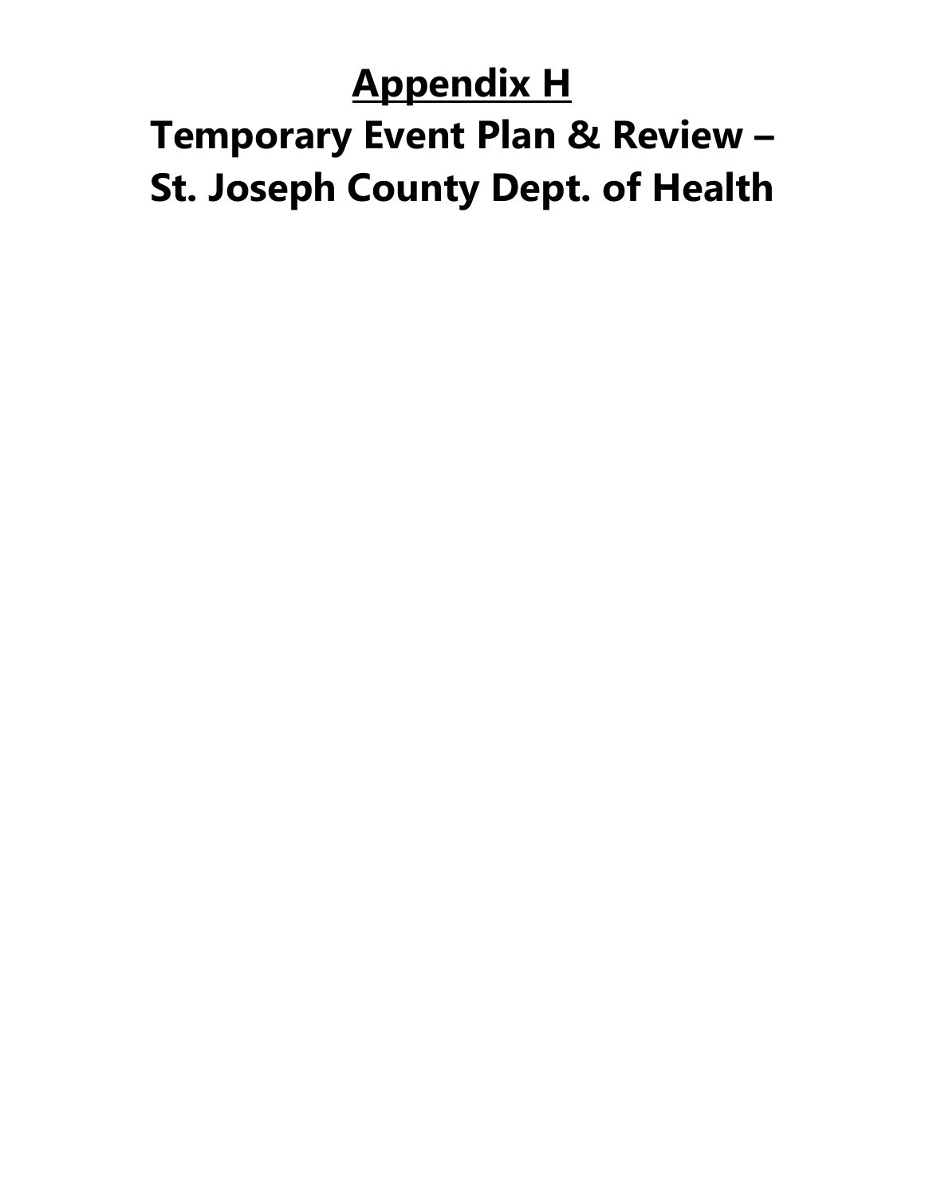# Appendix H

# Temporary Event Plan & Review – St. Joseph County Dept. of Health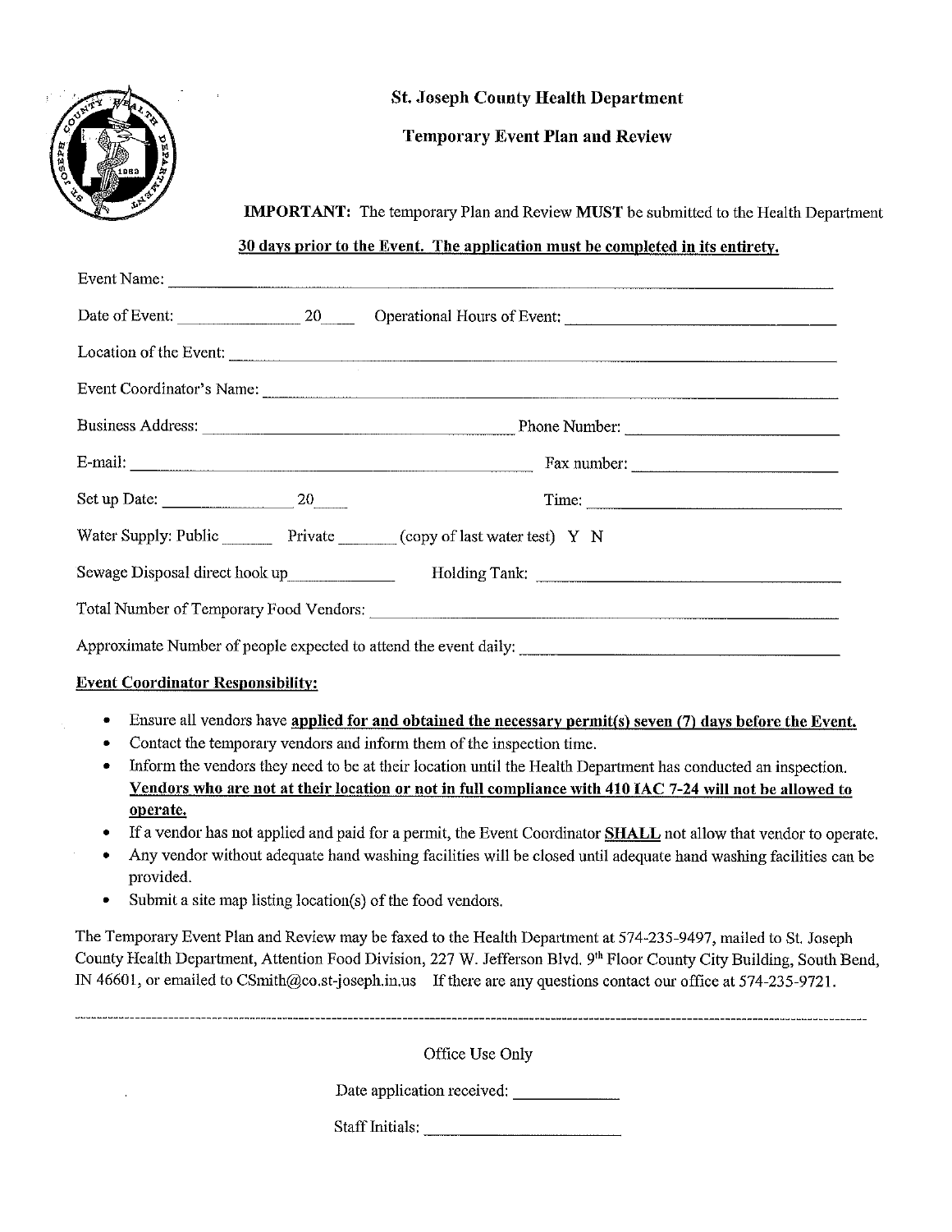# St. Joseph County Health Department

## Temporary Event Plan and Review

**IMPORTANT:** The temporary Plan and Review **MUST** be submitted to the Health Department **30 days prior to the Event. The application must be completed in its entirety.**

Event Name: ______________________________________________

Date of Event: ____________ 20____ Operational Hours of Event: ______________________

Location of the Event: ______________________________________________

Event Coordinator's Name: ______________________________________________

Business Address: ______________________ Phone Number: ______________________

E-mail: ______________________ Fax number: ______________________

Set up Date: ____________ 20____ Time: ______________________

Water Supply: Public ______ Private ______ (copy of last water test) Y N

Sewage Disposal direct hook up __________ Holding Tank: ______________________

Total Number of Temporary Food Vendors: ______________________________________________

Approximate Number of people expected to attend the event daily: ______________________

**Event Coordinator Responsibility:**

- Ensure all vendors have **applied for and obtained the necessary permit(s) seven (7) days before the Event.**
- Contact the temporary vendors and inform them of the inspection time.
- Inform the vendors they need to be at their location until the Health Department has conducted an inspection. **Vendors who are not at their location or not in full compliance with 410 IAC 7-24 will not be allowed to operate.**
- If a vendor has not applied and paid for a permit, the Event Coordinator **SHALL** not allow that vendor to operate.
- Any vendor without adequate hand washing facilities will be closed until adequate hand washing facilities can be provided.
- Submit a site map listing location(s) of the food vendors.

The Temporary Event Plan and Review may be faxed to the Health Department at 574-235-9497, mailed to St. Joseph County Health Department, Attention Food Division, 227 W. Jefferson Blvd. 9th Floor County City Building, South Bend, IN 46601, or emailed to CSmith@co.st-joseph.in.us If there are any questions contact our office at 574-235-9721.

---

Office Use Only

Date application received: __________

Staff Initials: ______________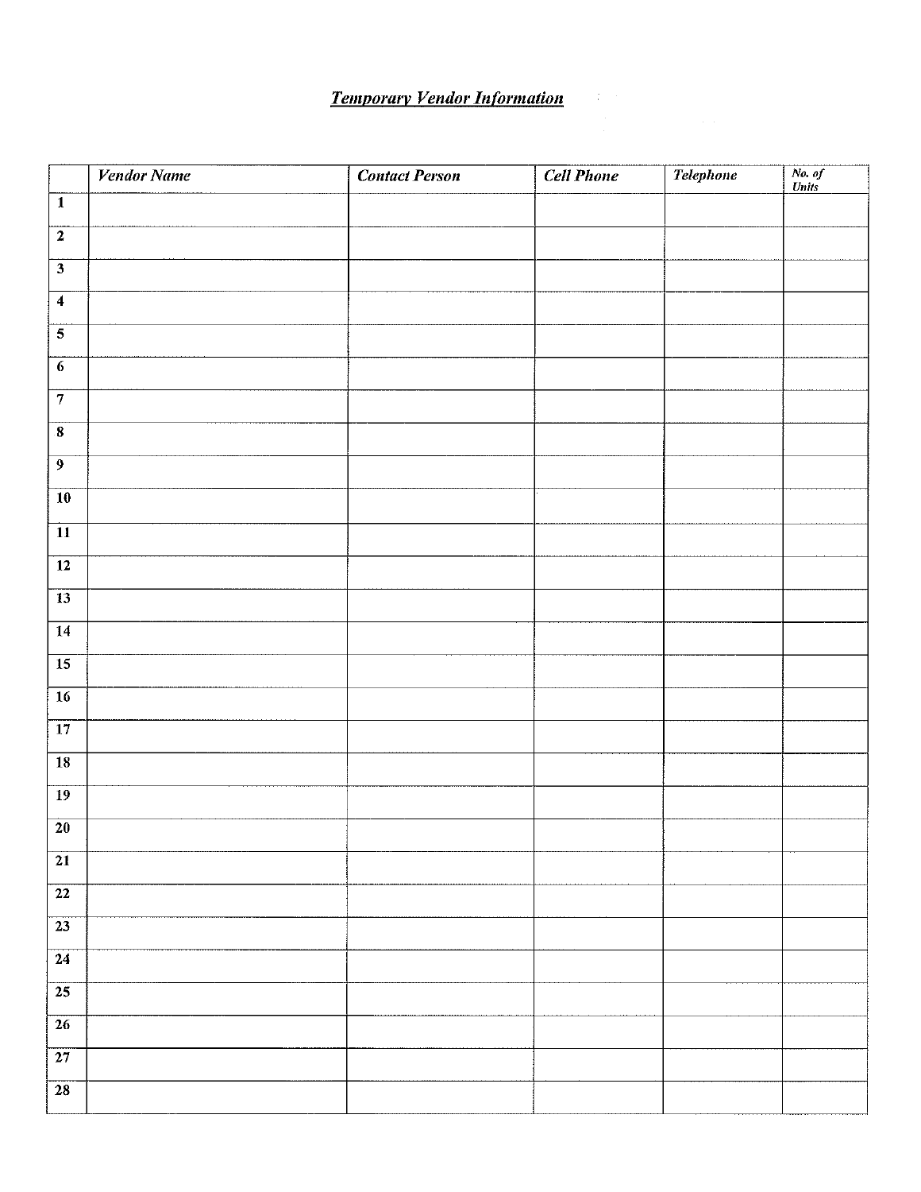## ***Temporary Vendor Information***

| | *Vendor Name* | *Contact Person* | *Cell Phone* | *Telephone* | *No. of Units* |
|---|---|---|---|---|---|
| 1 | | | | | |
| 2 | | | | | |
| 3 | | | | | |
| 4 | | | | | |
| 5 | | | | | |
| 6 | | | | | |
| 7 | | | | | |
| 8 | | | | | |
| 9 | | | | | |
| 10 | | | | | |
| 11 | | | | | |
| 12 | | | | | |
| 13 | | | | | |
| 14 | | | | | |
| 15 | | | | | |
| 16 | | | | | |
| 17 | | | | | |
| 18 | | | | | |
| 19 | | | | | |
| 20 | | | | | |
| 21 | | | | | |
| 22 | | | | | |
| 23 | | | | | |
| 24 | | | | | |
| 25 | | | | | |
| 26 | | | | | |
| 27 | | | | | |
| 28 | | | | | |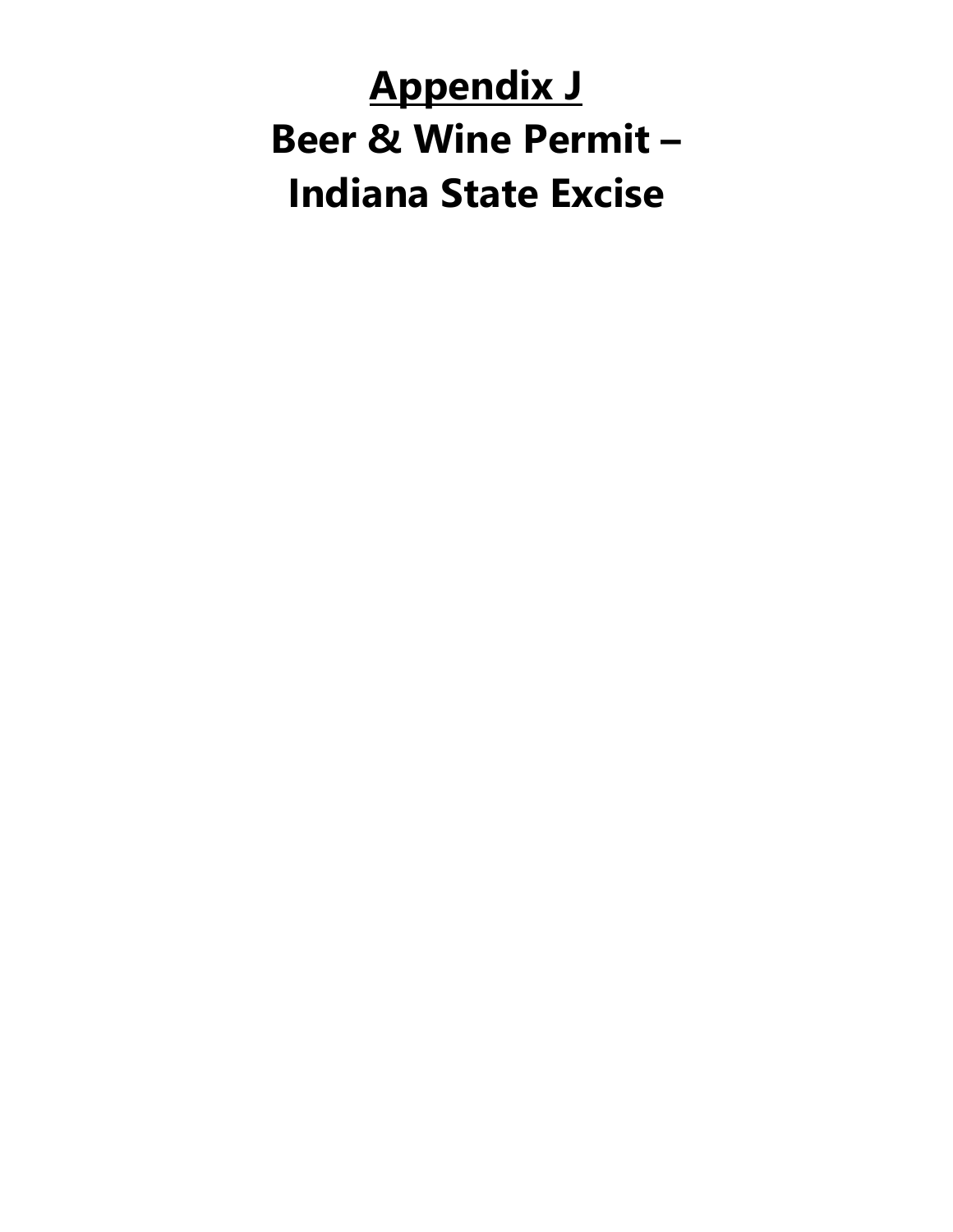# <u>Appendix J</u>
# Beer & Wine Permit – Indiana State Excise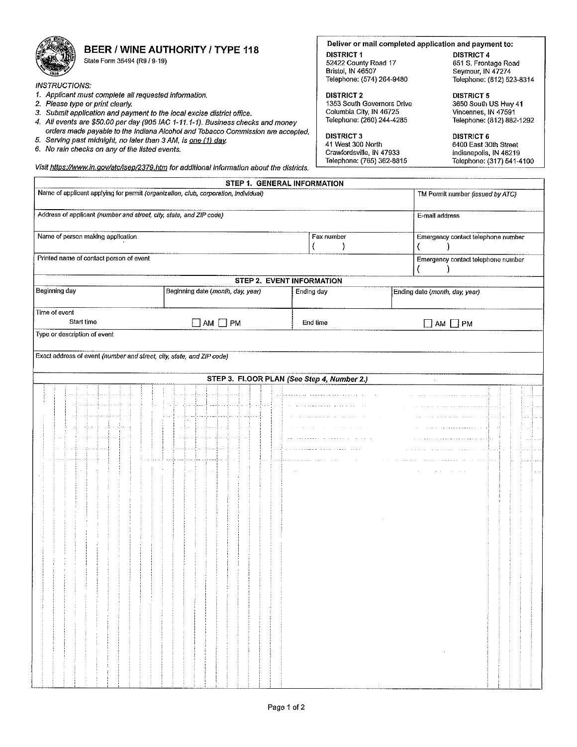# BEER / WINE AUTHORITY / TYPE 118

State Form 35494 (R9 / 9-19)

*INSTRUCTIONS:*

1. *Applicant must complete all requested information.*
2. *Please type or print clearly.*
3. *Submit application and payment to the local excise district office.*
4. *All events are $50.00 per day (905 IAC 1-11.1-1). Business checks and money orders made payable to the Indiana Alcohol and Tobacco Commission are accepted.*
5. *Serving past midnight, no later than 3 AM, is one (1) day.*
6. *No rain checks on any of the listed events.*

*Visit https://www.in.gov/atc/isep/2379.htm for additional information about the districts.*

**Deliver or mail completed application and payment to:**

**DISTRICT 1**
52422 County Road 17
Bristol, IN 46507
Telephone: (574) 264-9480

**DISTRICT 2**
1353 South Governors Drive
Columbia City, IN 46725
Telephone: (260) 244-4285

**DISTRICT 3**
41 West 300 North
Crawfordsville, IN 47933
Telephone: (765) 362-8815

**DISTRICT 4**
651 S. Frontage Road
Seymour, IN 47274
Telephone: (812) 523-8314

**DISTRICT 5**
3650 South US Hwy 41
Vincennes, IN 47591
Telephone: (812) 882-1292

**DISTRICT 6**
6400 East 30th Street
Indianapolis, IN 46219
Telephone: (317) 541-4100

## STEP 1. GENERAL INFORMATION

| Name of applicant applying for permit *(organization, club, corporation, individual)* | | TM Permit number *(issued by ATC)* |
|---|---|---|
| Address of applicant *(number and street, city, state, and ZIP code)* | | E-mail address |
| Name of person making application | Fax number ( ) | Emergency contact telephone number ( ) |
| Printed name of contact person of event | | Emergency contact telephone number ( ) |

## STEP 2. EVENT INFORMATION

| Beginning day | Beginning date *(month, day, year)* | Ending day | Ending date *(month, day, year)* |
|---|---|---|---|
| Time of event: Start time | ☐ AM ☐ PM | End time | ☐ AM ☐ PM |
| Type or description of event | | | |
| Exact address of event *(number and street, city, state, and ZIP code)* | | | |

## STEP 3. FLOOR PLAN *(See Step 4, Number 2.)*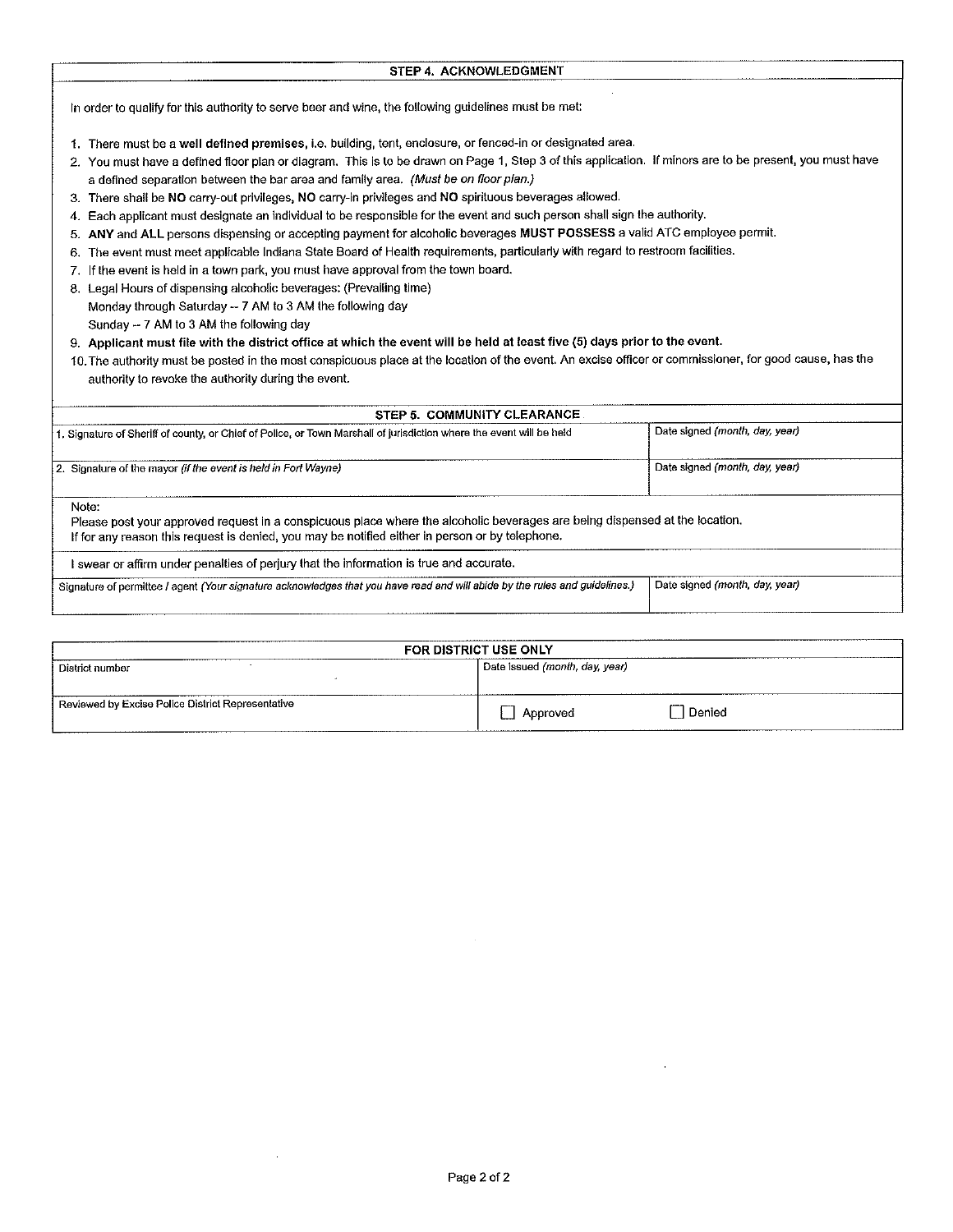## STEP 4. ACKNOWLEDGMENT

In order to qualify for this authority to serve beer and wine, the following guidelines must be met:

1. There must be a **well defined premises**, i.e. building, tent, enclosure, or fenced-in or designated area.
2. You must have a defined floor plan or diagram. This is to be drawn on Page 1, Step 3 of this application. If minors are to be present, you must have a defined separation between the bar area and family area. *(Must be on floor plan.)*
3. There shall be **NO** carry-out privileges, **NO** carry-in privileges and **NO** spirituous beverages allowed.
4. Each applicant must designate an individual to be responsible for the event and such person shall sign the authority.
5. **ANY** and **ALL** persons dispensing or accepting payment for alcoholic beverages **MUST POSSESS** a valid ATC employee permit.
6. The event must meet applicable Indiana State Board of Health requirements, particularly with regard to restroom facilities.
7. If the event is held in a town park, you must have approval from the town board.
8. Legal Hours of dispensing alcoholic beverages: (Prevailing time)
   Monday through Saturday -- 7 AM to 3 AM the following day
   Sunday -- 7 AM to 3 AM the following day
9. **Applicant must file with the district office at which the event will be held at least five (5) days prior to the event.**
10. The authority must be posted in the most conspicuous place at the location of the event. An excise officer or commissioner, for good cause, has the authority to revoke the authority during the event.

## STEP 5. COMMUNITY CLEARANCE

| | |
|---|---|
| 1. Signature of Sheriff of county, or Chief of Police, or Town Marshall of jurisdiction where the event will be held | Date signed *(month, day, year)* |
| 2. Signature of the mayor *(if the event is held in Fort Wayne)* | Date signed *(month, day, year)* |

Note:
Please post your approved request in a conspicuous place where the alcoholic beverages are being dispensed at the location.
If for any reason this request is denied, you may be notified either in person or by telephone.

I swear or affirm under penalties of perjury that the information is true and accurate.

| | |
|---|---|
| Signature of permittee / agent *(Your signature acknowledges that you have read and will abide by the rules and guidelines.)* | Date signed *(month, day, year)* |

## FOR DISTRICT USE ONLY

| | |
|---|---|
| District number | Date issued *(month, day, year)* |
| Reviewed by Excise Police District Representative | ☐ Approved ☐ Denied |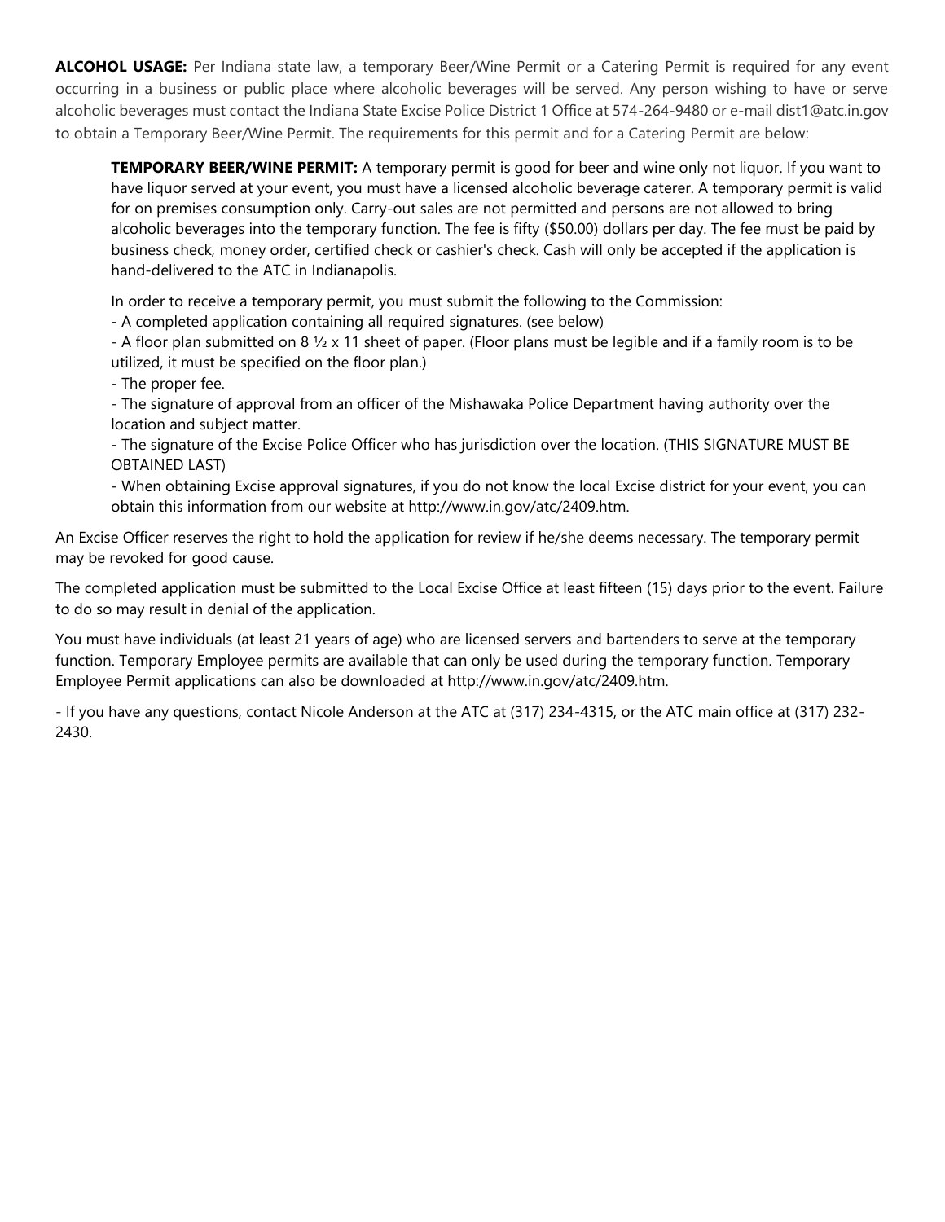**ALCOHOL USAGE:** Per Indiana state law, a temporary Beer/Wine Permit or a Catering Permit is required for any event occurring in a business or public place where alcoholic beverages will be served. Any person wishing to have or serve alcoholic beverages must contact the Indiana State Excise Police District 1 Office at 574-264-9480 or e-mail dist1@atc.in.gov to obtain a Temporary Beer/Wine Permit. The requirements for this permit and for a Catering Permit are below:

> **TEMPORARY BEER/WINE PERMIT:** A temporary permit is good for beer and wine only not liquor. If you want to have liquor served at your event, you must have a licensed alcoholic beverage caterer. A temporary permit is valid for on premises consumption only. Carry-out sales are not permitted and persons are not allowed to bring alcoholic beverages into the temporary function. The fee is fifty ($50.00) dollars per day. The fee must be paid by business check, money order, certified check or cashier's check. Cash will only be accepted if the application is hand-delivered to the ATC in Indianapolis.
>
> In order to receive a temporary permit, you must submit the following to the Commission:
>
> - A completed application containing all required signatures. (see below)
> - A floor plan submitted on 8 ½ x 11 sheet of paper. (Floor plans must be legible and if a family room is to be utilized, it must be specified on the floor plan.)
> - The proper fee.
> - The signature of approval from an officer of the Mishawaka Police Department having authority over the location and subject matter.
> - The signature of the Excise Police Officer who has jurisdiction over the location. (THIS SIGNATURE MUST BE OBTAINED LAST)
> - When obtaining Excise approval signatures, if you do not know the local Excise district for your event, you can obtain this information from our website at http://www.in.gov/atc/2409.htm.

An Excise Officer reserves the right to hold the application for review if he/she deems necessary. The temporary permit may be revoked for good cause.

The completed application must be submitted to the Local Excise Office at least fifteen (15) days prior to the event. Failure to do so may result in denial of the application.

You must have individuals (at least 21 years of age) who are licensed servers and bartenders to serve at the temporary function. Temporary Employee permits are available that can only be used during the temporary function. Temporary Employee Permit applications can also be downloaded at http://www.in.gov/atc/2409.htm.

- If you have any questions, contact Nicole Anderson at the ATC at (317) 234-4315, or the ATC main office at (317) 232-2430.